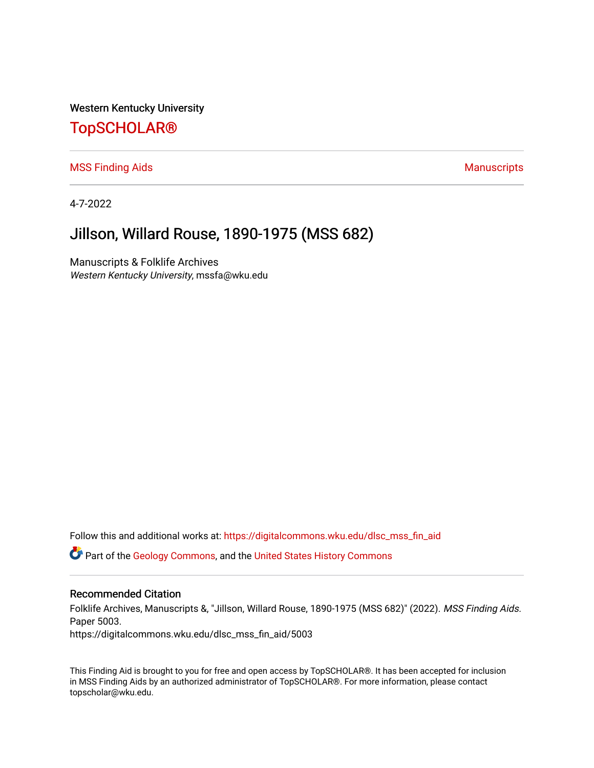Western Kentucky University

# TopSCHOLAR®

MSS Finding Aids | Manuscripts

4-7-2022

## Jillson, Willard Rouse, 1890-1975 (MSS 682)

Manuscripts & Folklife Archives
*Western Kentucky University*, mssfa@wku.edu

Follow this and additional works at: https://digitalcommons.wku.edu/dlsc_mss_fin_aid

Part of the Geology Commons, and the United States History Commons

### Recommended Citation

Folklife Archives, Manuscripts &, "Jillson, Willard Rouse, 1890-1975 (MSS 682)" (2022). *MSS Finding Aids.* Paper 5003.
https://digitalcommons.wku.edu/dlsc_mss_fin_aid/5003

This Finding Aid is brought to you for free and open access by TopSCHOLAR®. It has been accepted for inclusion in MSS Finding Aids by an authorized administrator of TopSCHOLAR®. For more information, please contact topscholar@wku.edu.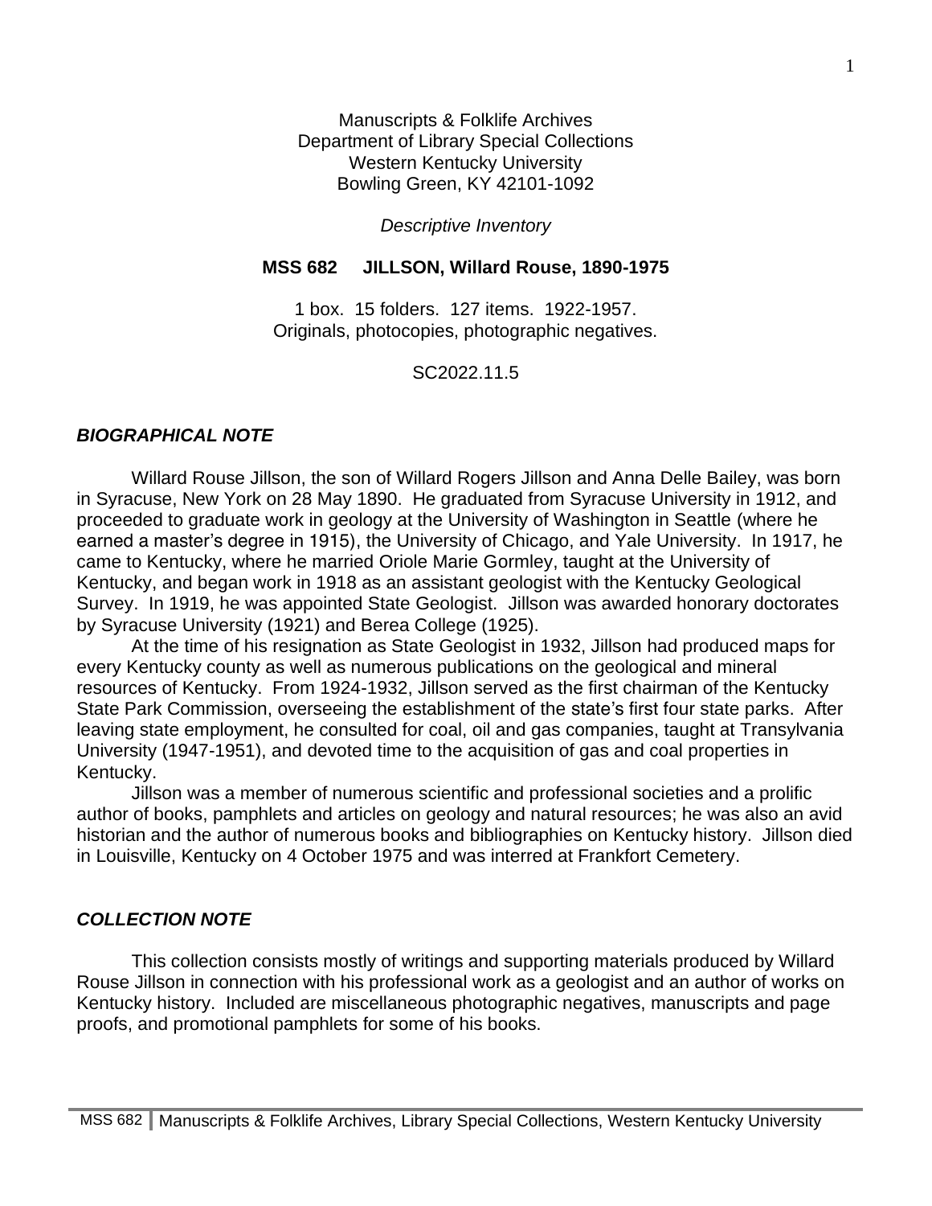Manuscripts & Folklife Archives
Department of Library Special Collections
Western Kentucky University
Bowling Green, KY 42101-1092

*Descriptive Inventory*

**MSS 682 JILLSON, Willard Rouse, 1890-1975**

1 box. 15 folders. 127 items. 1922-1957.
Originals, photocopies, photographic negatives.

SC2022.11.5

### *BIOGRAPHICAL NOTE*

Willard Rouse Jillson, the son of Willard Rogers Jillson and Anna Delle Bailey, was born in Syracuse, New York on 28 May 1890. He graduated from Syracuse University in 1912, and proceeded to graduate work in geology at the University of Washington in Seattle (where he earned a master's degree in 1915), the University of Chicago, and Yale University. In 1917, he came to Kentucky, where he married Oriole Marie Gormley, taught at the University of Kentucky, and began work in 1918 as an assistant geologist with the Kentucky Geological Survey. In 1919, he was appointed State Geologist. Jillson was awarded honorary doctorates by Syracuse University (1921) and Berea College (1925).

At the time of his resignation as State Geologist in 1932, Jillson had produced maps for every Kentucky county as well as numerous publications on the geological and mineral resources of Kentucky. From 1924-1932, Jillson served as the first chairman of the Kentucky State Park Commission, overseeing the establishment of the state's first four state parks. After leaving state employment, he consulted for coal, oil and gas companies, taught at Transylvania University (1947-1951), and devoted time to the acquisition of gas and coal properties in Kentucky.

Jillson was a member of numerous scientific and professional societies and a prolific author of books, pamphlets and articles on geology and natural resources; he was also an avid historian and the author of numerous books and bibliographies on Kentucky history. Jillson died in Louisville, Kentucky on 4 October 1975 and was interred at Frankfort Cemetery.

### *COLLECTION NOTE*

This collection consists mostly of writings and supporting materials produced by Willard Rouse Jillson in connection with his professional work as a geologist and an author of works on Kentucky history. Included are miscellaneous photographic negatives, manuscripts and page proofs, and promotional pamphlets for some of his books.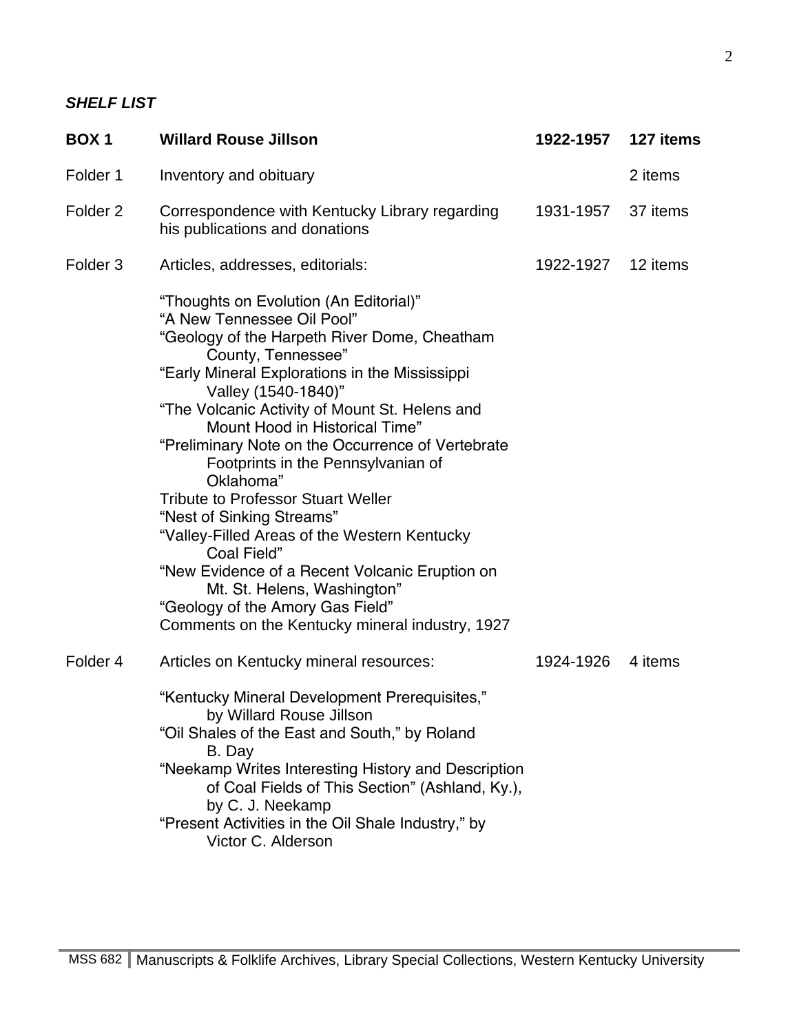***SHELF LIST***

| | | | |
|---|---|---|---|
| **BOX 1** | **Willard Rouse Jillson** | **1922-1957** | **127 items** |
| Folder 1 | Inventory and obituary | | 2 items |
| Folder 2 | Correspondence with Kentucky Library regarding his publications and donations | 1931-1957 | 37 items |
| Folder 3 | Articles, addresses, editorials:<br><br>"Thoughts on Evolution (An Editorial)"<br>"A New Tennessee Oil Pool"<br>"Geology of the Harpeth River Dome, Cheatham County, Tennessee"<br>"Early Mineral Explorations in the Mississippi Valley (1540-1840)"<br>"The Volcanic Activity of Mount St. Helens and Mount Hood in Historical Time"<br>"Preliminary Note on the Occurrence of Vertebrate Footprints in the Pennsylvanian of Oklahoma"<br>Tribute to Professor Stuart Weller<br>"Nest of Sinking Streams"<br>"Valley-Filled Areas of the Western Kentucky Coal Field"<br>"New Evidence of a Recent Volcanic Eruption on Mt. St. Helens, Washington"<br>"Geology of the Amory Gas Field"<br>Comments on the Kentucky mineral industry, 1927 | 1922-1927 | 12 items |
| Folder 4 | Articles on Kentucky mineral resources:<br><br>"Kentucky Mineral Development Prerequisites," by Willard Rouse Jillson<br>"Oil Shales of the East and South," by Roland B. Day<br>"Neekamp Writes Interesting History and Description of Coal Fields of This Section" (Ashland, Ky.), by C. J. Neekamp<br>"Present Activities in the Oil Shale Industry," by Victor C. Alderson | 1924-1926 | 4 items |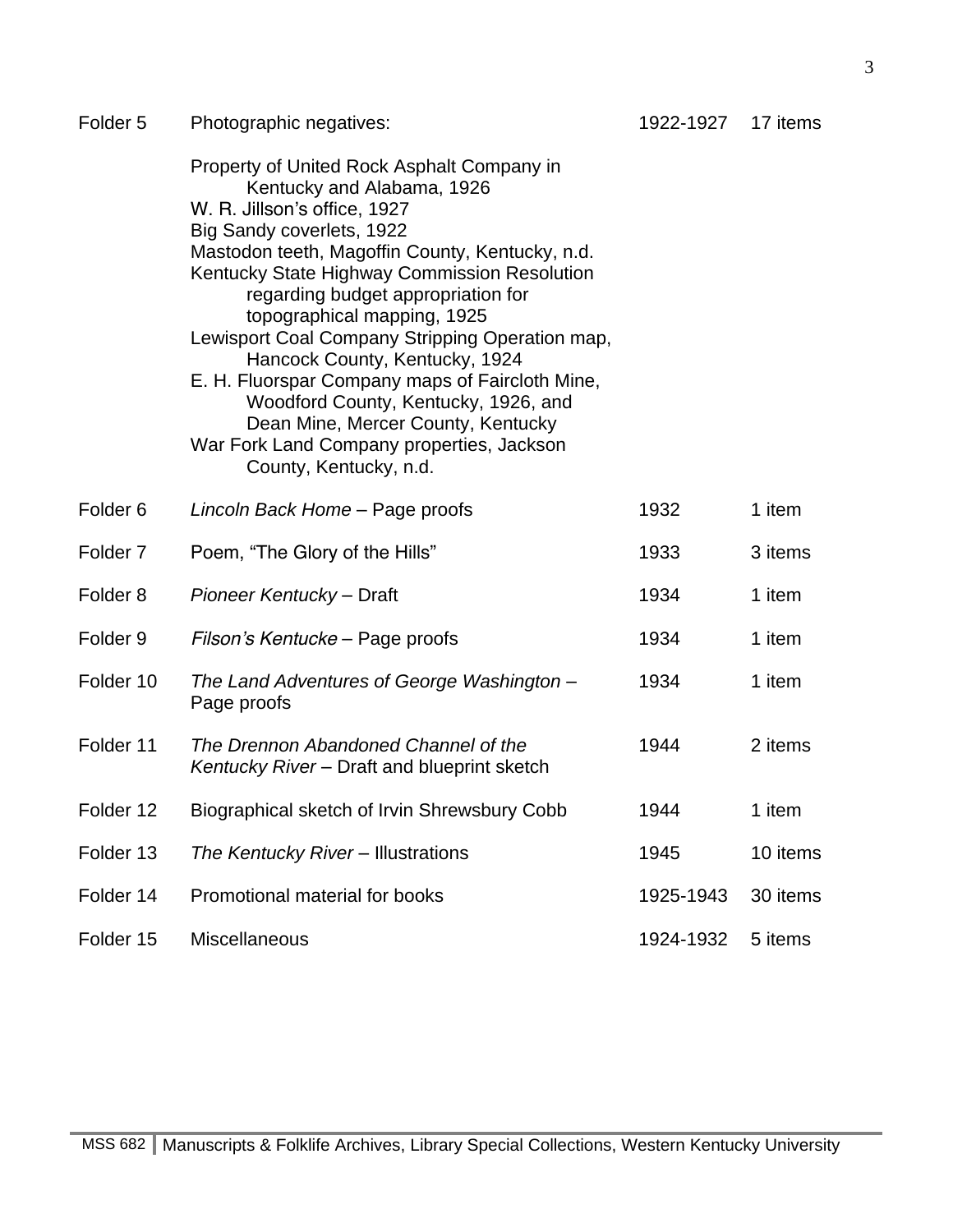| | | | |
|---|---|---|---|
| Folder 5 | Photographic negatives:<br><br>Property of United Rock Asphalt Company in Kentucky and Alabama, 1926<br>W. R. Jillson's office, 1927<br>Big Sandy coverlets, 1922<br>Mastodon teeth, Magoffin County, Kentucky, n.d.<br>Kentucky State Highway Commission Resolution regarding budget appropriation for topographical mapping, 1925<br>Lewisport Coal Company Stripping Operation map, Hancock County, Kentucky, 1924<br>E. H. Fluorspar Company maps of Faircloth Mine, Woodford County, Kentucky, 1926, and Dean Mine, Mercer County, Kentucky<br>War Fork Land Company properties, Jackson County, Kentucky, n.d. | 1922-1927 | 17 items |
| Folder 6 | *Lincoln Back Home* – Page proofs | 1932 | 1 item |
| Folder 7 | Poem, "The Glory of the Hills" | 1933 | 3 items |
| Folder 8 | *Pioneer Kentucky* – Draft | 1934 | 1 item |
| Folder 9 | *Filson's Kentucke* – Page proofs | 1934 | 1 item |
| Folder 10 | *The Land Adventures of George Washington* – Page proofs | 1934 | 1 item |
| Folder 11 | *The Drennon Abandoned Channel of the Kentucky River* – Draft and blueprint sketch | 1944 | 2 items |
| Folder 12 | Biographical sketch of Irvin Shrewsbury Cobb | 1944 | 1 item |
| Folder 13 | *The Kentucky River* – Illustrations | 1945 | 10 items |
| Folder 14 | Promotional material for books | 1925-1943 | 30 items |
| Folder 15 | Miscellaneous | 1924-1932 | 5 items |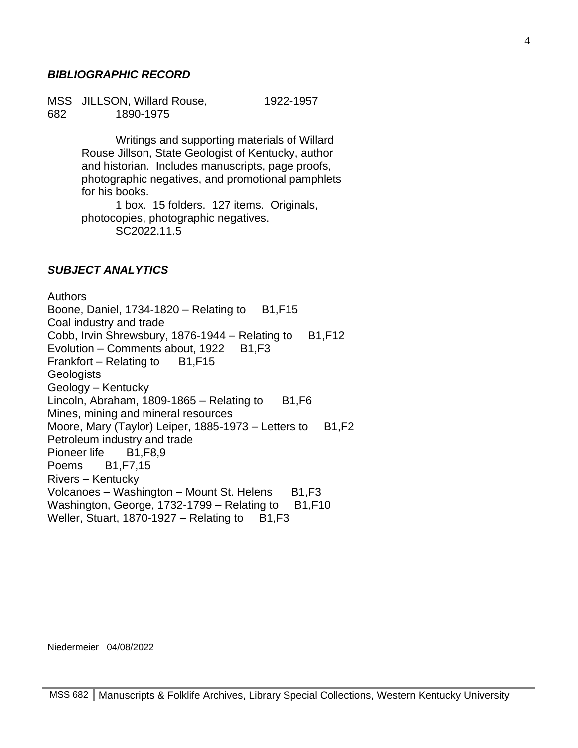***BIBLIOGRAPHIC RECORD***

MSS JILLSON, Willard Rouse, 1922-1957
682 1890-1975

Writings and supporting materials of Willard Rouse Jillson, State Geologist of Kentucky, author and historian. Includes manuscripts, page proofs, photographic negatives, and promotional pamphlets for his books.

1 box. 15 folders. 127 items. Originals, photocopies, photographic negatives.

SC2022.11.5

***SUBJECT ANALYTICS***

Authors
Boone, Daniel, 1734-1820 – Relating to B1,F15
Coal industry and trade
Cobb, Irvin Shrewsbury, 1876-1944 – Relating to B1,F12
Evolution – Comments about, 1922 B1,F3
Frankfort – Relating to B1,F15
Geologists
Geology – Kentucky
Lincoln, Abraham, 1809-1865 – Relating to B1,F6
Mines, mining and mineral resources
Moore, Mary (Taylor) Leiper, 1885-1973 – Letters to B1,F2
Petroleum industry and trade
Pioneer life B1,F8,9
Poems B1,F7,15
Rivers – Kentucky
Volcanoes – Washington – Mount St. Helens B1,F3
Washington, George, 1732-1799 – Relating to B1,F10
Weller, Stuart, 1870-1927 – Relating to B1,F3

Niedermeier 04/08/2022